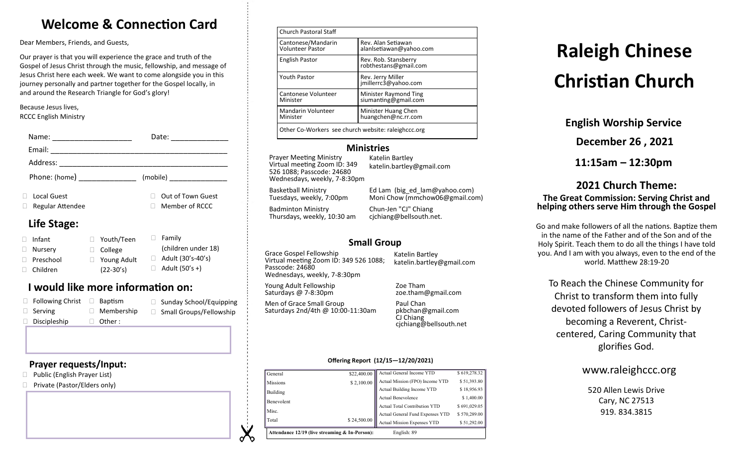# Welcome & Connection Card

Dear Members, Friends, and Guests,

Our prayer is that you will experience the grace and truth of the Gospel of Jesus Christ through the music, fellowship, and message of Jesus Christ here each week. We want to come alongside you in this journey personally and partner together for the Gospel locally, in and around the Research Triangle for God's glory!

Because Jesus lives,
RCCC English Ministry

Name: ___________________ Date: _____________

Email: ___________________________________________

Address: _________________________________________

Phone: (home) ______________ (mobile) ______________

- ☐ Local Guest
- ☐ Out of Town Guest
- ☐ Regular Attendee
- ☐ Member of RCCC

## Life Stage:

- ☐ Infant
- ☐ Nursery
- ☐ Preschool
- ☐ Children
- ☐ Youth/Teen
- ☐ College
- ☐ Young Adult (22-30's)
- ☐ Family (children under 18)
- ☐ Adult (30's-40's)
- ☐ Adult (50's +)

## I would like more information on:

- ☐ Following Christ
- ☐ Serving
- ☐ Discipleship
- ☐ Baptism
- ☐ Membership
- ☐ Other :
- ☐ Sunday School/Equipping
- ☐ Small Groups/Fellowship

## Prayer requests/Input:

- ☐ Public (English Prayer List)
- ☐ Private (Pastor/Elders only)

| Church Pastoral Staff | |
|---|---|
| Cantonese/Mandarin Volunteer Pastor | Rev. Alan Setiawan alanlsetiawan@yahoo.com |
| English Pastor | Rev. Rob. Stansberry robthestans@gmail.com |
| Youth Pastor | Rev. Jerry Miller jmillerrc3@yahoo.com |
| Cantonese Volunteer Minister | Minister Raymond Ting siumanting@gmail.com |
| Mandarin Volunteer Minister | Minister Huang Chen huangchen@nc.rr.com |
| Other Co-Workers see church website: raleighccc.org | |

## Ministries

| | |
|---|---|
| Prayer Meeting Ministry<br>Virtual meeting Zoom ID: 349 526 1088; Passcode: 24680<br>Wednesdays, weekly, 7-8:30pm | Katelin Bartley<br>katelin.bartley@gmail.com |
| Basketball Ministry<br>Tuesdays, weekly, 7:00pm | Ed Lam (big_ed_lam@yahoo.com)<br>Moni Chow (mmchow06@gmail.com) |
| Badminton Ministry<br>Thursdays, weekly, 10:30 am | Chun-Jen "CJ" Chiang<br>cjchiang@bellsouth.net. |

## Small Group

| | |
|---|---|
| Grace Gospel Fellowship<br>Virtual meeting Zoom ID: 349 526 1088; Passcode: 24680<br>Wednesdays, weekly, 7-8:30pm | Katelin Bartley<br>katelin.bartley@gmail.com |
| Young Adult Fellowship<br>Saturdays @ 7-8:30pm | Zoe Tham<br>zoe.tham@gmail.com |
| Men of Grace Small Group<br>Saturdays 2nd/4th @ 10:00-11:30am | Paul Chan<br>pkbchan@gmail.com<br>CJ Chiang<br>cjchiang@bellsouth.net |

**Offering Report (12/15—12/20/2021)**

| | | | |
|---|---|---|---|
| General | $22,400.00 | Actual General Income YTD | $ 619,278.32 |
| Missions | $ 2,100.00 | Actual Mission (FPO) Income YTD | $ 51,393.80 |
| Building | | Actual Building Income YTD | $ 18,956.93 |
| Benevolent | | Actual Benevolence | $ 1,400.00 |
| Misc. | | Actual Total Contribution YTD | $ 691,029.05 |
| | | Actual General Fund Expenses YTD | $ 570,289.00 |
| Total | $ 24,500.00 | Actual Mission Expenses YTD | $ 51,292.00 |

**Attendance 12/19 (live streaming & In-Person):** English: 89

# Raleigh Chinese Christian Church

**English Worship Service**

**December 26 , 2021**

**11:15am – 12:30pm**

## 2021 Church Theme:

**The Great Commission: Serving Christ and helping others serve Him through the Gospel**

Go and make followers of all the nations. Baptize them in the name of the Father and of the Son and of the Holy Spirit. Teach them to do all the things I have told you. And I am with you always, even to the end of the world. Matthew 28:19-20

To Reach the Chinese Community for Christ to transform them into fully devoted followers of Jesus Christ by becoming a Reverent, Christ-centered, Caring Community that glorifies God.

www.raleighccc.org

520 Allen Lewis Drive
Cary, NC 27513
919. 834.3815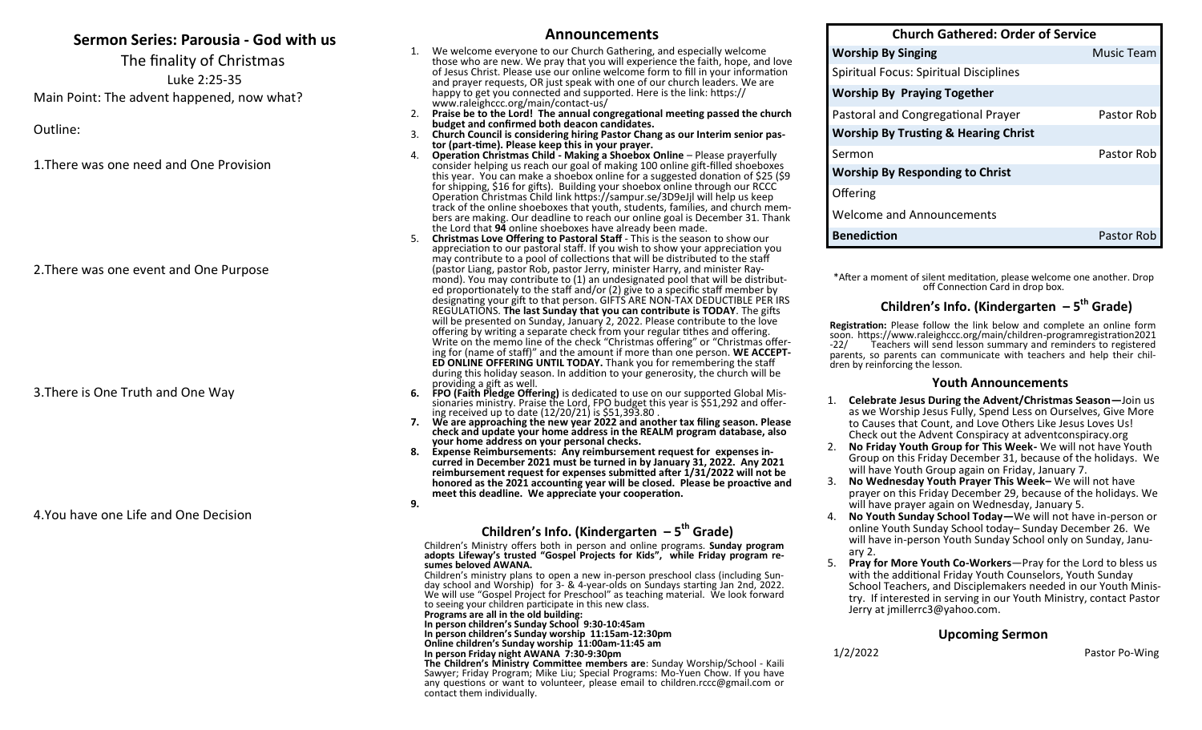## Sermon Series: Parousia - God with us

The finality of Christmas

Luke 2:25-35

Main Point: The advent happened, now what?

Outline:

1.There was one need and One Provision

2.There was one event and One Purpose

3.There is One Truth and One Way

4.You have one Life and One Decision

## Announcements

1. We welcome everyone to our Church Gathering, and especially welcome those who are new. We pray that you will experience the faith, hope, and love of Jesus Christ. Please use our online welcome form to fill in your information and prayer requests, OR just speak with one of our church leaders. We are happy to get you connected and supported. Here is the link: https://www.raleighccc.org/main/contact-us/
2. **Praise be to the Lord! The annual congregational meeting passed the church budget and confirmed both deacon candidates.**
3. **Church Council is considering hiring Pastor Chang as our Interim senior pastor (part-time). Please keep this in your prayer.**
4. **Operation Christmas Child - Making a Shoebox Online** – Please prayerfully consider helping us reach our goal of making 100 online gift-filled shoeboxes this year. You can make a shoebox online for a suggested donation of $25 ($9 for shipping, $16 for gifts). Building your shoebox online through our RCCC Operation Christmas Child link https://sampur.se/3D9eJjl will help us keep track of the online shoeboxes that youth, students, families, and church members are making. Our deadline to reach our online goal is December 31. Thank the Lord that **94** online shoeboxes have already been made.
5. **Christmas Love Offering to Pastoral Staff** - This is the season to show our appreciation to our pastoral staff. If you wish to show your appreciation you may contribute to a pool of collections that will be distributed to the staff (pastor Liang, pastor Rob, pastor Jerry, minister Harry, and minister Raymond). You may contribute to (1) an undesignated pool that will be distributed proportionately to the staff and/or (2) give to a specific staff member by designating your gift to that person. GIFTS ARE NON-TAX DEDUCTIBLE PER IRS REGULATIONS. **The last Sunday that you can contribute is TODAY**. The gifts will be presented on Sunday, January 2, 2022. Please contribute to the love offering by writing a separate check from your regular tithes and offering. Write on the memo line of the check "Christmas offering" or "Christmas offering for (name of staff)" and the amount if more than one person. **WE ACCEPTED ONLINE OFFERING UNTIL TODAY.** Thank you for remembering the staff during this holiday season. In addition to your generosity, the church will be providing a gift as well.
6. **FPO (Faith Pledge Offering)** is dedicated to use on our supported Global Missionaries ministry. Praise the Lord, FPO budget this year is $51,292 and offering received up to date (12/20/21) is $51,393.80 .
7. **We are approaching the new year 2022 and another tax filing season. Please check and update your home address in the REALM program database, also your home address on your personal checks.**
8. **Expense Reimbursements: Any reimbursement request for expenses incurred in December 2021 must be turned in by January 31, 2022. Any 2021 reimbursement request for expenses submitted after 1/31/2022 will not be honored as the 2021 accounting year will be closed. Please be proactive and meet this deadline. We appreciate your cooperation.**
9. 

### Children's Info. (Kindergarten – 5th Grade)

Children's Ministry offers both in person and online programs. **Sunday program adopts Lifeway's trusted "Gospel Projects for Kids", while Friday program resumes beloved AWANA.**

Children's ministry plans to open a new in-person preschool class (including Sunday school and Worship) for 3- & 4-year-olds on Sundays starting Jan 2nd, 2022. We will use "Gospel Project for Preschool" as teaching material. We look forward to seeing your children participate in this new class.

**Programs are all in the old building:**
**In person children's Sunday School 9:30-10:45am**
**In person children's Sunday worship 11:15am-12:30pm**
**Online children's Sunday worship 11:00am-11:45 am**
**In person Friday night AWANA 7:30-9:30pm**

**The Children's Ministry Committee members are**: Sunday Worship/School - Kaili Sawyer; Friday Program; Mike Liu; Special Programs: Mo-Yuen Chow. If you have any questions or want to volunteer, please email to children.rccc@gmail.com or contact them individually.

| Church Gathered: Order of Service | |
|---|---|
| **Worship By Singing** | Music Team |
| Spiritual Focus: Spiritual Disciplines | |
| **Worship By Praying Together** | |
| Pastoral and Congregational Prayer | Pastor Rob |
| **Worship By Trusting & Hearing Christ** | |
| Sermon | Pastor Rob |
| **Worship By Responding to Christ** | |
| Offering | |
| Welcome and Announcements | |
| **Benediction** | Pastor Rob |

*After a moment of silent meditation, please welcome one another. Drop off Connection Card in drop box.

### Children's Info. (Kindergarten – 5th Grade)

**Registration:** Please follow the link below and complete an online form soon. https://www.raleighccc.org/main/children-programregistration2021-22/ Teachers will send lesson summary and reminders to registered parents, so parents can communicate with teachers and help their children by reinforcing the lesson.

### Youth Announcements

1. **Celebrate Jesus During the Advent/Christmas Season—**Join us as we Worship Jesus Fully, Spend Less on Ourselves, Give More to Causes that Count, and Love Others Like Jesus Loves Us! Check out the Advent Conspiracy at adventconspiracy.org
2. **No Friday Youth Group for This Week-** We will not have Youth Group on this Friday December 31, because of the holidays. We will have Youth Group again on Friday, January 7.
3. **No Wednesday Youth Prayer This Week–** We will not have prayer on this Friday December 29, because of the holidays. We will have prayer again on Wednesday, January 5.
4. **No Youth Sunday School Today—**We will not have in-person or online Youth Sunday School today– Sunday December 26. We will have in-person Youth Sunday School only on Sunday, January 2.
5. **Pray for More Youth Co-Workers**—Pray for the Lord to bless us with the additional Friday Youth Counselors, Youth Sunday School Teachers, and Disciplemakers needed in our Youth Ministry. If interested in serving in our Youth Ministry, contact Pastor Jerry at jmillerrc3@yahoo.com.

### Upcoming Sermon

1/2/2022 Pastor Po-Wing